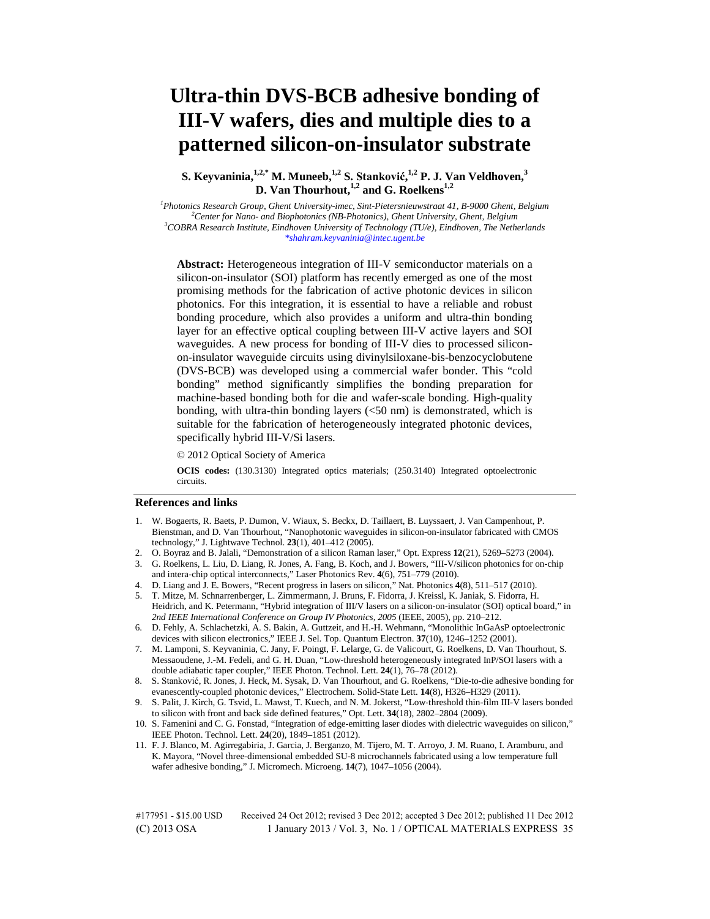# Ultra-thin DVS-BCB adhesive bonding of III-V wafers, dies and multiple dies to a patterned silicon-on-insulator substrate

**S. Keyvaninia,[1,2,*] M. Muneeb,[1,2] S. Stanković,[1,2] P. J. Van Veldhoven,[3] D. Van Thourhout,[1,2] and G. Roelkens[1,2]**

[1] *Photonics Research Group, Ghent University-imec, Sint-Pietersnieuwstraat 41, B-9000 Ghent, Belgium*
[2] *Center for Nano- and Biophotonics (NB-Photonics), Ghent University, Ghent, Belgium*
[3] *COBRA Research Institute, Eindhoven University of Technology (TU/e), Eindhoven, The Netherlands*
*shahram.keyvaninia@intec.ugent.be

**Abstract:** Heterogeneous integration of III-V semiconductor materials on a silicon-on-insulator (SOI) platform has recently emerged as one of the most promising methods for the fabrication of active photonic devices in silicon photonics. For this integration, it is essential to have a reliable and robust bonding procedure, which also provides a uniform and ultra-thin bonding layer for an effective optical coupling between III-V active layers and SOI waveguides. A new process for bonding of III-V dies to processed silicon-on-insulator waveguide circuits using divinylsiloxane-bis-benzocyclobutene (DVS-BCB) was developed using a commercial wafer bonder. This "cold bonding" method significantly simplifies the bonding preparation for machine-based bonding both for die and wafer-scale bonding. High-quality bonding, with ultra-thin bonding layers (<50 nm) is demonstrated, which is suitable for the fabrication of heterogeneously integrated photonic devices, specifically hybrid III-V/Si lasers.

© 2012 Optical Society of America

**OCIS codes:** (130.3130) Integrated optics materials; (250.3140) Integrated optoelectronic circuits.

## References and links

1. W. Bogaerts, R. Baets, P. Dumon, V. Wiaux, S. Beckx, D. Taillaert, B. Luyssaert, J. Van Campenhout, P. Bienstman, and D. Van Thourhout, "Nanophotonic waveguides in silicon-on-insulator fabricated with CMOS technology," J. Lightwave Technol. **23**(1), 401–412 (2005).
2. O. Boyraz and B. Jalali, "Demonstration of a silicon Raman laser," Opt. Express **12**(21), 5269–5273 (2004).
3. G. Roelkens, L. Liu, D. Liang, R. Jones, A. Fang, B. Koch, and J. Bowers, "III-V/silicon photonics for on-chip and intera-chip optical interconnects," Laser Photonics Rev. **4**(6), 751–779 (2010).
4. D. Liang and J. E. Bowers, "Recent progress in lasers on silicon," Nat. Photonics **4**(8), 511–517 (2010).
5. T. Mitze, M. Schnarrenberger, L. Zimmermann, J. Bruns, F. Fidorra, J. Kreissl, K. Janiak, S. Fidorra, H. Heidrich, and K. Petermann, "Hybrid integration of III/V lasers on a silicon-on-insulator (SOI) optical board," in *2nd IEEE International Conference on Group IV Photonics, 2005* (IEEE, 2005), pp. 210–212.
6. D. Fehly, A. Schlachetzki, A. S. Bakin, A. Guttzeit, and H.-H. Wehmann, "Monolithic InGaAsP optoelectronic devices with silicon electronics," IEEE J. Sel. Top. Quantum Electron. **37**(10), 1246–1252 (2001).
7. M. Lamponi, S. Keyvaninia, C. Jany, F. Poingt, F. Lelarge, G. de Valicourt, G. Roelkens, D. Van Thourhout, S. Messaoudene, J.-M. Fedeli, and G. H. Duan, "Low-threshold heterogeneously integrated InP/SOI lasers with a double adiabatic taper coupler," IEEE Photon. Technol. Lett. **24**(1), 76–78 (2012).
8. S. Stanković, R. Jones, J. Heck, M. Sysak, D. Van Thourhout, and G. Roelkens, "Die-to-die adhesive bonding for evanescently-coupled photonic devices," Electrochem. Solid-State Lett. **14**(8), H326–H329 (2011).
9. S. Palit, J. Kirch, G. Tsvid, L. Mawst, T. Kuech, and N. M. Jokerst, "Low-threshold thin-film III-V lasers bonded to silicon with front and back side defined features," Opt. Lett. **34**(18), 2802–2804 (2009).
10. S. Famenini and C. G. Fonstad, "Integration of edge-emitting laser diodes with dielectric waveguides on silicon," IEEE Photon. Technol. Lett. **24**(20), 1849–1851 (2012).
11. F. J. Blanco, M. Agirregabiria, J. Garcia, J. Berganzo, M. Tijero, M. T. Arroyo, J. M. Ruano, I. Aramburu, and K. Mayora, "Novel three-dimensional embedded SU-8 microchannels fabricated using a low temperature full wafer adhesive bonding," J. Micromech. Microeng. **14**(7), 1047–1056 (2004).

#177951 - $15.00 USD Received 24 Oct 2012; revised 3 Dec 2012; accepted 3 Dec 2012; published 11 Dec 2012
(C) 2013 OSA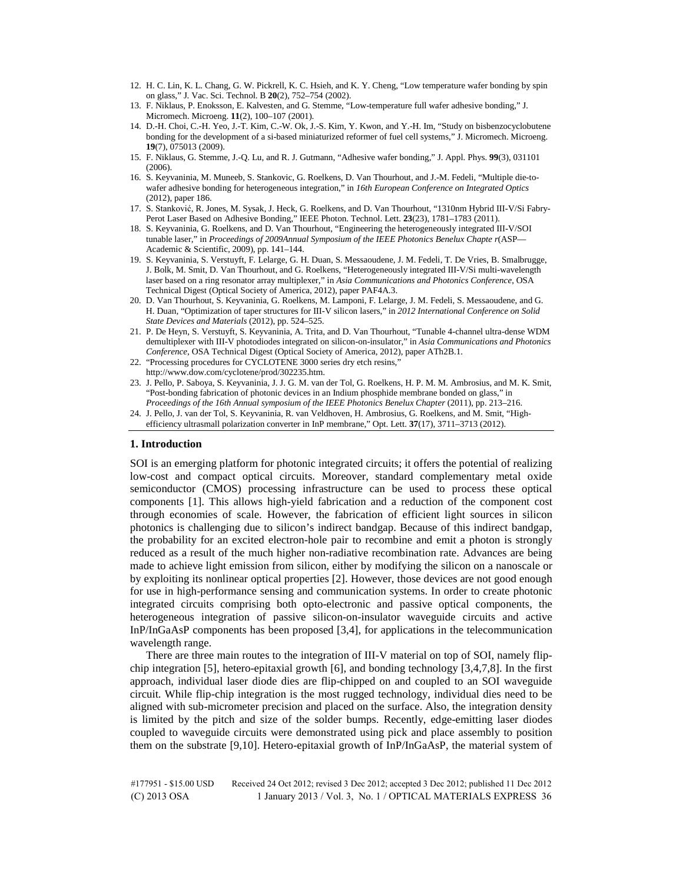12. H. C. Lin, K. L. Chang, G. W. Pickrell, K. C. Hsieh, and K. Y. Cheng, "Low temperature wafer bonding by spin on glass," J. Vac. Sci. Technol. B **20**(2), 752–754 (2002).
13. F. Niklaus, P. Enoksson, E. Kalvesten, and G. Stemme, "Low-temperature full wafer adhesive bonding," J. Micromech. Microeng. **11**(2), 100–107 (2001).
14. D.-H. Choi, C.-H. Yeo, J.-T. Kim, C.-W. Ok, J.-S. Kim, Y. Kwon, and Y.-H. Im, "Study on bisbenzocyclobutene bonding for the development of a si-based miniaturized reformer of fuel cell systems," J. Micromech. Microeng. **19**(7), 075013 (2009).
15. F. Niklaus, G. Stemme, J.-Q. Lu, and R. J. Gutmann, "Adhesive wafer bonding," J. Appl. Phys. **99**(3), 031101 (2006).
16. S. Keyvaninia, M. Muneeb, S. Stankovic, G. Roelkens, D. Van Thourhout, and J.-M. Fedeli, "Multiple die-to-wafer adhesive bonding for heterogeneous integration," in *16th European Conference on Integrated Optics* (2012), paper 186.
17. S. Stanković, R. Jones, M. Sysak, J. Heck, G. Roelkens, and D. Van Thourhout, "1310nm Hybrid III-V/Si Fabry-Perot Laser Based on Adhesive Bonding," IEEE Photon. Technol. Lett. **23**(23), 1781–1783 (2011).
18. S. Keyvaninia, G. Roelkens, and D. Van Thourhout, "Engineering the heterogeneously integrated III-V/SOI tunable laser," in *Proceedings of 2009Annual Symposium of the IEEE Photonics Benelux Chapte r*(ASP—Academic & Scientific, 2009), pp. 141–144.
19. S. Keyvaninia, S. Verstuyft, F. Lelarge, G. H. Duan, S. Messaoudene, J. M. Fedeli, T. De Vries, B. Smalbrugge, J. Bolk, M. Smit, D. Van Thourhout, and G. Roelkens, "Heterogeneously integrated III-V/Si multi-wavelength laser based on a ring resonator array multiplexer," in *Asia Communications and Photonics Conference*, OSA Technical Digest (Optical Society of America, 2012), paper PAF4A.3.
20. D. Van Thourhout, S. Keyvaninia, G. Roelkens, M. Lamponi, F. Lelarge, J. M. Fedeli, S. Messaoudene, and G. H. Duan, "Optimization of taper structures for III-V silicon lasers," in *2012 International Conference on Solid State Devices and Materials* (2012), pp. 524–525.
21. P. De Heyn, S. Verstuyft, S. Keyvaninia, A. Trita, and D. Van Thourhout, "Tunable 4-channel ultra-dense WDM demultiplexer with III-V photodiodes integrated on silicon-on-insulator," in *Asia Communications and Photonics Conference*, OSA Technical Digest (Optical Society of America, 2012), paper ATh2B.1.
22. "Processing procedures for CYCLOTENE 3000 series dry etch resins," http://www.dow.com/cyclotene/prod/302235.htm.
23. J. Pello, P. Saboya, S. Keyvaninia, J. J. G. M. van der Tol, G. Roelkens, H. P. M. M. Ambrosius, and M. K. Smit, "Post-bonding fabrication of photonic devices in an Indium phosphide membrane bonded on glass," in *Proceedings of the 16th Annual symposium of the IEEE Photonics Benelux Chapter* (2011), pp. 213–216.
24. J. Pello, J. van der Tol, S. Keyvaninia, R. van Veldhoven, H. Ambrosius, G. Roelkens, and M. Smit, "High-efficiency ultrasmall polarization converter in InP membrane," Opt. Lett. **37**(17), 3711–3713 (2012).

## 1. Introduction

SOI is an emerging platform for photonic integrated circuits; it offers the potential of realizing low-cost and compact optical circuits. Moreover, standard complementary metal oxide semiconductor (CMOS) processing infrastructure can be used to process these optical components [1]. This allows high-yield fabrication and a reduction of the component cost through economies of scale. However, the fabrication of efficient light sources in silicon photonics is challenging due to silicon's indirect bandgap. Because of this indirect bandgap, the probability for an excited electron-hole pair to recombine and emit a photon is strongly reduced as a result of the much higher non-radiative recombination rate. Advances are being made to achieve light emission from silicon, either by modifying the silicon on a nanoscale or by exploiting its nonlinear optical properties [2]. However, those devices are not good enough for use in high-performance sensing and communication systems. In order to create photonic integrated circuits comprising both opto-electronic and passive optical components, the heterogeneous integration of passive silicon-on-insulator waveguide circuits and active InP/InGaAsP components has been proposed [3,4], for applications in the telecommunication wavelength range.

There are three main routes to the integration of III-V material on top of SOI, namely flip-chip integration [5], hetero-epitaxial growth [6], and bonding technology [3,4,7,8]. In the first approach, individual laser diode dies are flip-chipped on and coupled to an SOI waveguide circuit. While flip-chip integration is the most rugged technology, individual dies need to be aligned with sub-micrometer precision and placed on the surface. Also, the integration density is limited by the pitch and size of the solder bumps. Recently, edge-emitting laser diodes coupled to waveguide circuits were demonstrated using pick and place assembly to position them on the substrate [9,10]. Hetero-epitaxial growth of InP/InGaAsP, the material system of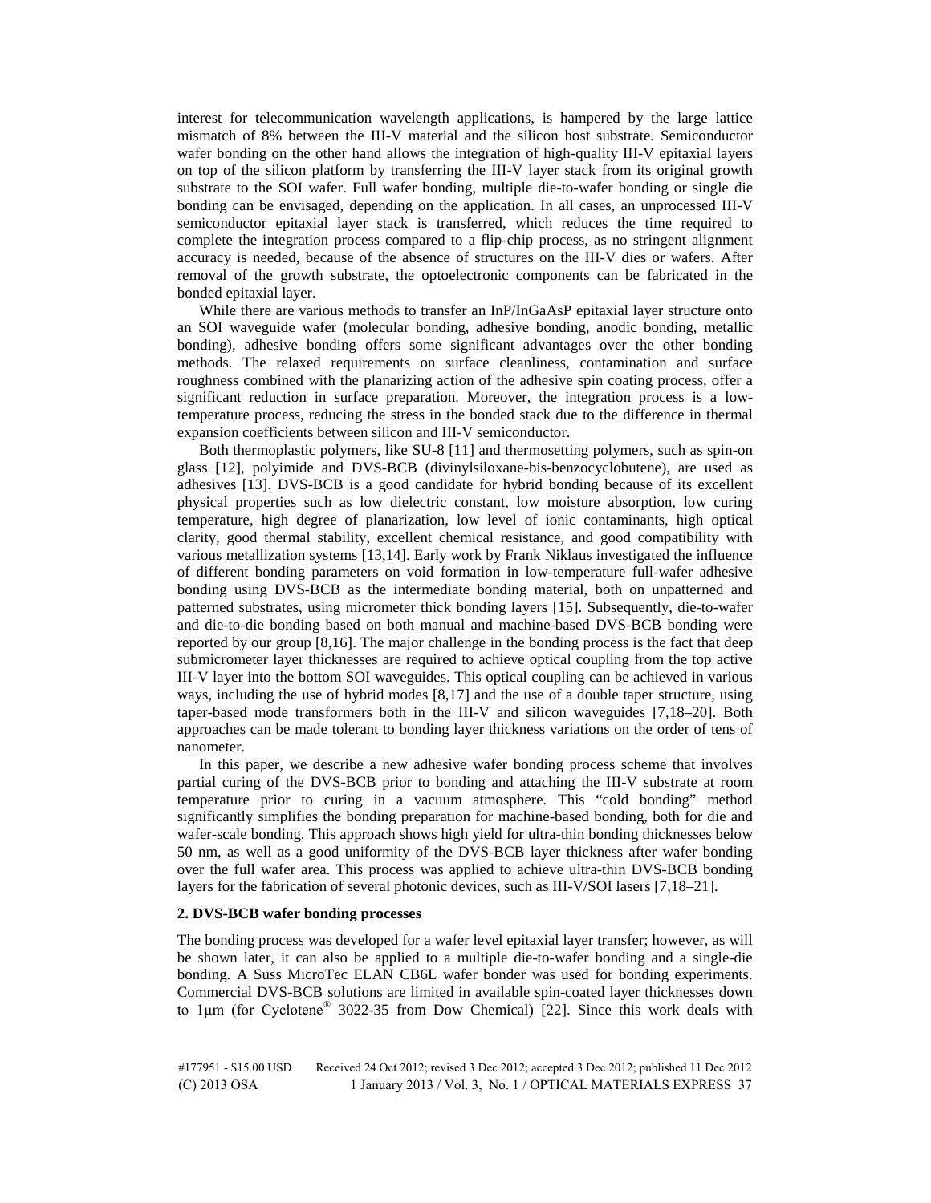interest for telecommunication wavelength applications, is hampered by the large lattice mismatch of 8% between the III-V material and the silicon host substrate. Semiconductor wafer bonding on the other hand allows the integration of high-quality III-V epitaxial layers on top of the silicon platform by transferring the III-V layer stack from its original growth substrate to the SOI wafer. Full wafer bonding, multiple die-to-wafer bonding or single die bonding can be envisaged, depending on the application. In all cases, an unprocessed III-V semiconductor epitaxial layer stack is transferred, which reduces the time required to complete the integration process compared to a flip-chip process, as no stringent alignment accuracy is needed, because of the absence of structures on the III-V dies or wafers. After removal of the growth substrate, the optoelectronic components can be fabricated in the bonded epitaxial layer.

While there are various methods to transfer an InP/InGaAsP epitaxial layer structure onto an SOI waveguide wafer (molecular bonding, adhesive bonding, anodic bonding, metallic bonding), adhesive bonding offers some significant advantages over the other bonding methods. The relaxed requirements on surface cleanliness, contamination and surface roughness combined with the planarizing action of the adhesive spin coating process, offer a significant reduction in surface preparation. Moreover, the integration process is a low-temperature process, reducing the stress in the bonded stack due to the difference in thermal expansion coefficients between silicon and III-V semiconductor.

Both thermoplastic polymers, like SU-8 [11] and thermosetting polymers, such as spin-on glass [12], polyimide and DVS-BCB (divinylsiloxane-bis-benzocyclobutene), are used as adhesives [13]. DVS-BCB is a good candidate for hybrid bonding because of its excellent physical properties such as low dielectric constant, low moisture absorption, low curing temperature, high degree of planarization, low level of ionic contaminants, high optical clarity, good thermal stability, excellent chemical resistance, and good compatibility with various metallization systems [13,14]. Early work by Frank Niklaus investigated the influence of different bonding parameters on void formation in low-temperature full-wafer adhesive bonding using DVS-BCB as the intermediate bonding material, both on unpatterned and patterned substrates, using micrometer thick bonding layers [15]. Subsequently, die-to-wafer and die-to-die bonding based on both manual and machine-based DVS-BCB bonding were reported by our group [8,16]. The major challenge in the bonding process is the fact that deep submicrometer layer thicknesses are required to achieve optical coupling from the top active III-V layer into the bottom SOI waveguides. This optical coupling can be achieved in various ways, including the use of hybrid modes [8,17] and the use of a double taper structure, using taper-based mode transformers both in the III-V and silicon waveguides [7,18–20]. Both approaches can be made tolerant to bonding layer thickness variations on the order of tens of nanometer.

In this paper, we describe a new adhesive wafer bonding process scheme that involves partial curing of the DVS-BCB prior to bonding and attaching the III-V substrate at room temperature prior to curing in a vacuum atmosphere. This "cold bonding" method significantly simplifies the bonding preparation for machine-based bonding, both for die and wafer-scale bonding. This approach shows high yield for ultra-thin bonding thicknesses below 50 nm, as well as a good uniformity of the DVS-BCB layer thickness after wafer bonding over the full wafer area. This process was applied to achieve ultra-thin DVS-BCB bonding layers for the fabrication of several photonic devices, such as III-V/SOI lasers [7,18–21].

## 2. DVS-BCB wafer bonding processes

The bonding process was developed for a wafer level epitaxial layer transfer; however, as will be shown later, it can also be applied to a multiple die-to-wafer bonding and a single-die bonding. A Suss MicroTec ELAN CB6L wafer bonder was used for bonding experiments. Commercial DVS-BCB solutions are limited in available spin-coated layer thicknesses down to 1μm (for Cyclotene® 3022-35 from Dow Chemical) [22]. Since this work deals with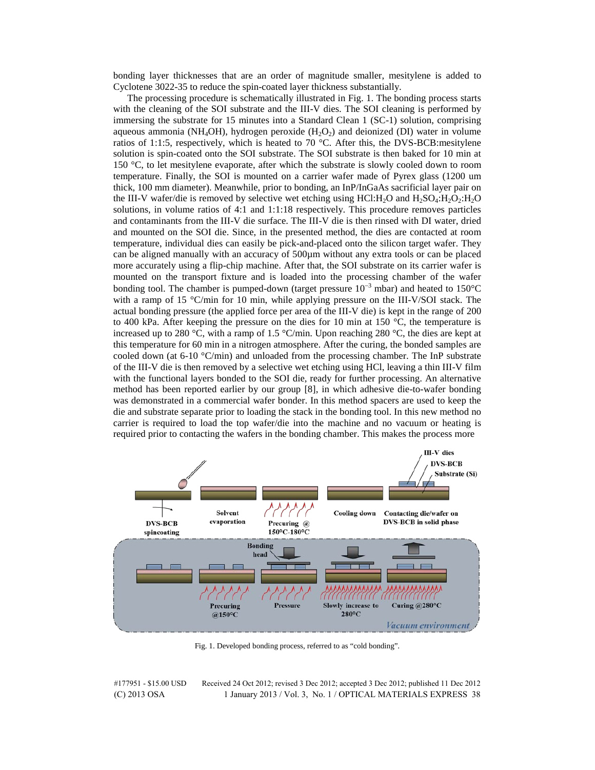bonding layer thicknesses that are an order of magnitude smaller, mesitylene is added to Cyclotene 3022-35 to reduce the spin-coated layer thickness substantially.

The processing procedure is schematically illustrated in Fig. 1. The bonding process starts with the cleaning of the SOI substrate and the III-V dies. The SOI cleaning is performed by immersing the substrate for 15 minutes into a Standard Clean 1 (SC-1) solution, comprising aqueous ammonia ($NH_4OH$), hydrogen peroxide ($H_2O_2$) and deionized (DI) water in volume ratios of 1:1:5, respectively, which is heated to 70 °C. After this, the DVS-BCB:mesitylene solution is spin-coated onto the SOI substrate. The SOI substrate is then baked for 10 min at 150 °C, to let mesitylene evaporate, after which the substrate is slowly cooled down to room temperature. Finally, the SOI is mounted on a carrier wafer made of Pyrex glass (1200 um thick, 100 mm diameter). Meanwhile, prior to bonding, an InP/InGaAs sacrificial layer pair on the III-V wafer/die is removed by selective wet etching using $HCl:H_2O$ and $H_2SO_4:H_2O_2:H_2O$ solutions, in volume ratios of 4:1 and 1:1:18 respectively. This procedure removes particles and contaminants from the III-V die surface. The III-V die is then rinsed with DI water, dried and mounted on the SOI die. Since, in the presented method, the dies are contacted at room temperature, individual dies can easily be pick-and-placed onto the silicon target wafer. They can be aligned manually with an accuracy of 500µm without any extra tools or can be placed more accurately using a flip-chip machine. After that, the SOI substrate on its carrier wafer is mounted on the transport fixture and is loaded into the processing chamber of the wafer bonding tool. The chamber is pumped-down (target pressure $10^{-3}$ mbar) and heated to 150°C with a ramp of 15 °C/min for 10 min, while applying pressure on the III-V/SOI stack. The actual bonding pressure (the applied force per area of the III-V die) is kept in the range of 200 to 400 kPa. After keeping the pressure on the dies for 10 min at 150 °C, the temperature is increased up to 280 °C, with a ramp of 1.5 °C/min. Upon reaching 280 °C, the dies are kept at this temperature for 60 min in a nitrogen atmosphere. After the curing, the bonded samples are cooled down (at 6-10 °C/min) and unloaded from the processing chamber. The InP substrate of the III-V die is then removed by a selective wet etching using HCl, leaving a thin III-V film with the functional layers bonded to the SOI die, ready for further processing. An alternative method has been reported earlier by our group [8], in which adhesive die-to-wafer bonding was demonstrated in a commercial wafer bonder. In this method spacers are used to keep the die and substrate separate prior to loading the stack in the bonding tool. In this new method no carrier is required to load the top wafer/die into the machine and no vacuum or heating is required prior to contacting the wafers in the bonding chamber. This makes the process more

Fig. 1. Developed bonding process, referred to as "cold bonding".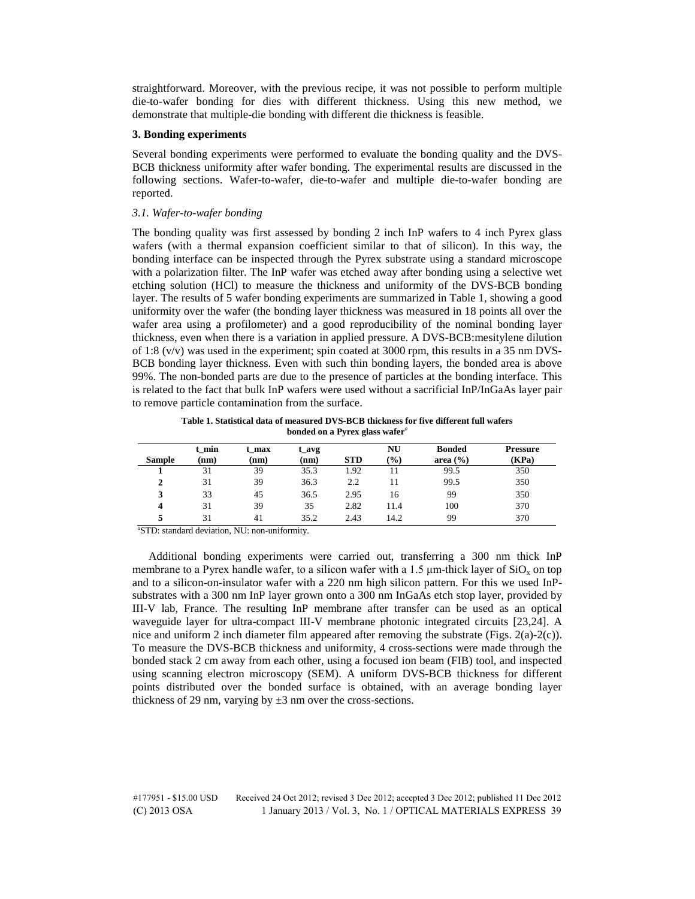straightforward. Moreover, with the previous recipe, it was not possible to perform multiple die-to-wafer bonding for dies with different thickness. Using this new method, we demonstrate that multiple-die bonding with different die thickness is feasible.

### 3. Bonding experiments

Several bonding experiments were performed to evaluate the bonding quality and the DVS-BCB thickness uniformity after wafer bonding. The experimental results are discussed in the following sections. Wafer-to-wafer, die-to-wafer and multiple die-to-wafer bonding are reported.

#### *3.1. Wafer-to-wafer bonding*

The bonding quality was first assessed by bonding 2 inch InP wafers to 4 inch Pyrex glass wafers (with a thermal expansion coefficient similar to that of silicon). In this way, the bonding interface can be inspected through the Pyrex substrate using a standard microscope with a polarization filter. The InP wafer was etched away after bonding using a selective wet etching solution (HCl) to measure the thickness and uniformity of the DVS-BCB bonding layer. The results of 5 wafer bonding experiments are summarized in Table 1, showing a good uniformity over the wafer (the bonding layer thickness was measured in 18 points all over the wafer area using a profilometer) and a good reproducibility of the nominal bonding layer thickness, even when there is a variation in applied pressure. A DVS-BCB:mesitylene dilution of 1:8 (v/v) was used in the experiment; spin coated at 3000 rpm, this results in a 35 nm DVS-BCB bonding layer thickness. Even with such thin bonding layers, the bonded area is above 99%. The non-bonded parts are due to the presence of particles at the bonding interface. This is related to the fact that bulk InP wafers were used without a sacrificial InP/InGaAs layer pair to remove particle contamination from the surface.

**Table 1. Statistical data of measured DVS-BCB thickness for five different full wafers bonded on a Pyrex glass wafer[a]**

| Sample | t_min (nm) | t_max (nm) | t_avg (nm) | STD | NU (%) | Bonded area (%) | Pressure (KPa) |
|---|---|---|---|---|---|---|---|
| **1** | 31 | 39 | 35.3 | 1.92 | 11 | 99.5 | 350 |
| **2** | 31 | 39 | 36.3 | 2.2 | 11 | 99.5 | 350 |
| **3** | 33 | 45 | 36.5 | 2.95 | 16 | 99 | 350 |
| **4** | 31 | 39 | 35 | 2.82 | 11.4 | 100 | 370 |
| **5** | 31 | 41 | 35.2 | 2.43 | 14.2 | 99 | 370 |

[a]STD: standard deviation, NU: non-uniformity.

Additional bonding experiments were carried out, transferring a 300 nm thick InP membrane to a Pyrex handle wafer, to a silicon wafer with a 1.5 μm-thick layer of $SiO_x$ on top and to a silicon-on-insulator wafer with a 220 nm high silicon pattern. For this we used InP-substrates with a 300 nm InP layer grown onto a 300 nm InGaAs etch stop layer, provided by III-V lab, France. The resulting InP membrane after transfer can be used as an optical waveguide layer for ultra-compact III-V membrane photonic integrated circuits [23,24]. A nice and uniform 2 inch diameter film appeared after removing the substrate (Figs. 2(a)-2(c)). To measure the DVS-BCB thickness and uniformity, 4 cross-sections were made through the bonded stack 2 cm away from each other, using a focused ion beam (FIB) tool, and inspected using scanning electron microscopy (SEM). A uniform DVS-BCB thickness for different points distributed over the bonded surface is obtained, with an average bonding layer thickness of 29 nm, varying by ±3 nm over the cross-sections.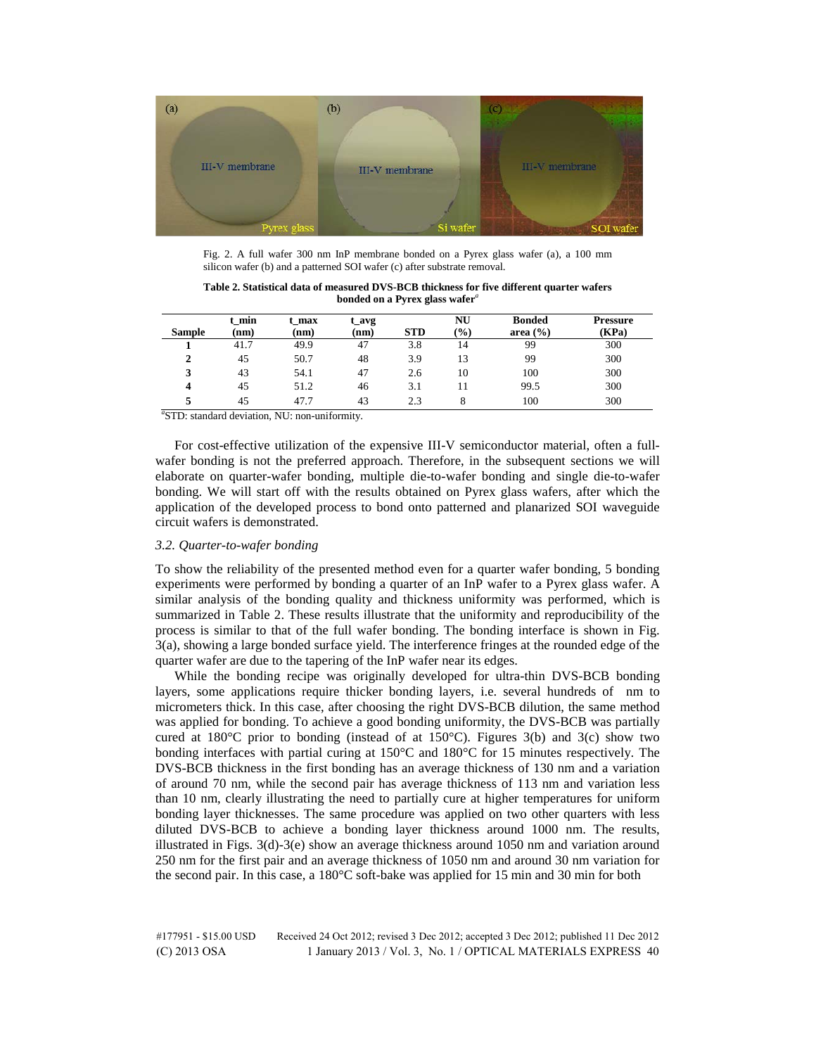Fig. 2. A full wafer 300 nm InP membrane bonded on a Pyrex glass wafer (a), a 100 mm silicon wafer (b) and a patterned SOI wafer (c) after substrate removal.

**Table 2. Statistical data of measured DVS-BCB thickness for five different quarter wafers bonded on a Pyrex glass wafer**[a]

| Sample | t_min (nm) | t_max (nm) | t_avg (nm) | STD | NU (%) | Bonded area (%) | Pressure (KPa) |
|---|---|---|---|---|---|---|---|
| **1** | 41.7 | 49.9 | 47 | 3.8 | 14 | 99 | 300 |
| **2** | 45 | 50.7 | 48 | 3.9 | 13 | 99 | 300 |
| **3** | 43 | 54.1 | 47 | 2.6 | 10 | 100 | 300 |
| **4** | 45 | 51.2 | 46 | 3.1 | 11 | 99.5 | 300 |
| **5** | 45 | 47.7 | 43 | 2.3 | 8 | 100 | 300 |

[a]STD: standard deviation, NU: non-uniformity.

For cost-effective utilization of the expensive III-V semiconductor material, often a full-wafer bonding is not the preferred approach. Therefore, in the subsequent sections we will elaborate on quarter-wafer bonding, multiple die-to-wafer bonding and single die-to-wafer bonding. We will start off with the results obtained on Pyrex glass wafers, after which the application of the developed process to bond onto patterned and planarized SOI waveguide circuit wafers is demonstrated.

### *3.2. Quarter-to-wafer bonding*

To show the reliability of the presented method even for a quarter wafer bonding, 5 bonding experiments were performed by bonding a quarter of an InP wafer to a Pyrex glass wafer. A similar analysis of the bonding quality and thickness uniformity was performed, which is summarized in Table 2. These results illustrate that the uniformity and reproducibility of the process is similar to that of the full wafer bonding. The bonding interface is shown in Fig. 3(a), showing a large bonded surface yield. The interference fringes at the rounded edge of the quarter wafer are due to the tapering of the InP wafer near its edges.

While the bonding recipe was originally developed for ultra-thin DVS-BCB bonding layers, some applications require thicker bonding layers, i.e. several hundreds of nm to micrometers thick. In this case, after choosing the right DVS-BCB dilution, the same method was applied for bonding. To achieve a good bonding uniformity, the DVS-BCB was partially cured at 180°C prior to bonding (instead of at 150°C). Figures 3(b) and 3(c) show two bonding interfaces with partial curing at 150°C and 180°C for 15 minutes respectively. The DVS-BCB thickness in the first bonding has an average thickness of 130 nm and a variation of around 70 nm, while the second pair has average thickness of 113 nm and variation less than 10 nm, clearly illustrating the need to partially cure at higher temperatures for uniform bonding layer thicknesses. The same procedure was applied on two other quarters with less diluted DVS-BCB to achieve a bonding layer thickness around 1000 nm. The results, illustrated in Figs. 3(d)-3(e) show an average thickness around 1050 nm and variation around 250 nm for the first pair and an average thickness of 1050 nm and around 30 nm variation for the second pair. In this case, a 180°C soft-bake was applied for 15 min and 30 min for both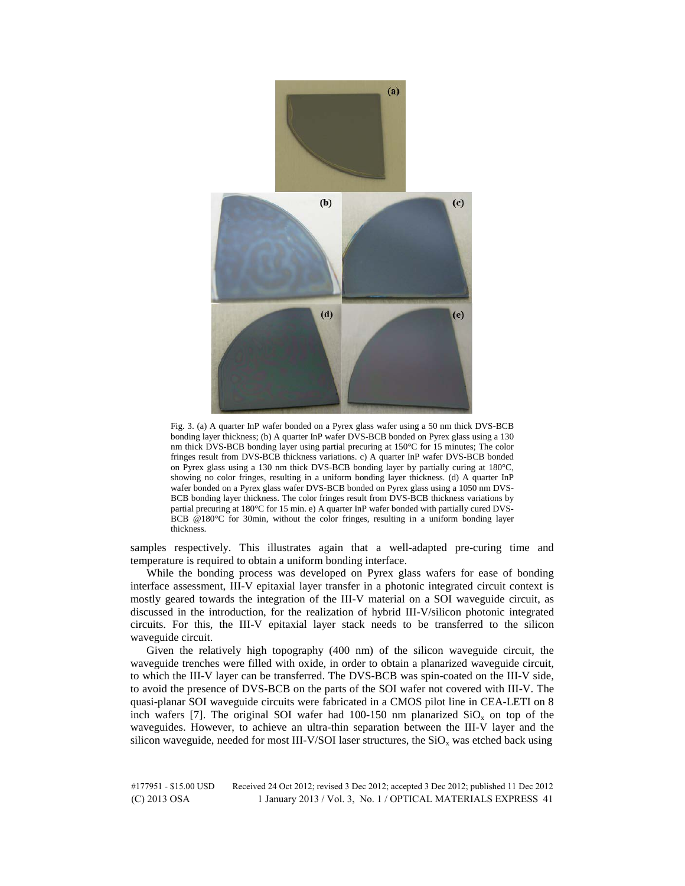Fig. 3. (a) A quarter InP wafer bonded on a Pyrex glass wafer using a 50 nm thick DVS-BCB bonding layer thickness; (b) A quarter InP wafer DVS-BCB bonded on Pyrex glass using a 130 nm thick DVS-BCB bonding layer using partial precuring at 150°C for 15 minutes; The color fringes result from DVS-BCB thickness variations. c) A quarter InP wafer DVS-BCB bonded on Pyrex glass using a 130 nm thick DVS-BCB bonding layer by partially curing at 180°C, showing no color fringes, resulting in a uniform bonding layer thickness. (d) A quarter InP wafer bonded on a Pyrex glass wafer DVS-BCB bonded on Pyrex glass using a 1050 nm DVS-BCB bonding layer thickness. The color fringes result from DVS-BCB thickness variations by partial precuring at 180°C for 15 min. e) A quarter InP wafer bonded with partially cured DVS-BCB @180°C for 30min, without the color fringes, resulting in a uniform bonding layer thickness.

samples respectively. This illustrates again that a well-adapted pre-curing time and temperature is required to obtain a uniform bonding interface.

While the bonding process was developed on Pyrex glass wafers for ease of bonding interface assessment, III-V epitaxial layer transfer in a photonic integrated circuit context is mostly geared towards the integration of the III-V material on a SOI waveguide circuit, as discussed in the introduction, for the realization of hybrid III-V/silicon photonic integrated circuits. For this, the III-V epitaxial layer stack needs to be transferred to the silicon waveguide circuit.

Given the relatively high topography (400 nm) of the silicon waveguide circuit, the waveguide trenches were filled with oxide, in order to obtain a planarized waveguide circuit, to which the III-V layer can be transferred. The DVS-BCB was spin-coated on the III-V side, to avoid the presence of DVS-BCB on the parts of the SOI wafer not covered with III-V. The quasi-planar SOI waveguide circuits were fabricated in a CMOS pilot line in CEA-LETI on 8 inch wafers [7]. The original SOI wafer had 100-150 nm planarized $SiO_x$ on top of the waveguides. However, to achieve an ultra-thin separation between the III-V layer and the silicon waveguide, needed for most III-V/SOI laser structures, the $SiO_x$ was etched back using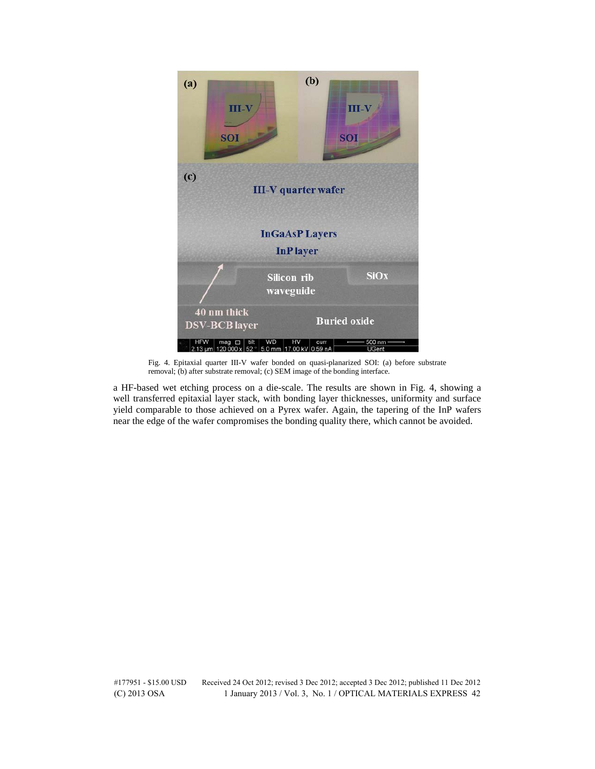Fig. 4. Epitaxial quarter III-V wafer bonded on quasi-planarized SOI: (a) before substrate removal; (b) after substrate removal; (c) SEM image of the bonding interface.

a HF-based wet etching process on a die-scale. The results are shown in Fig. 4, showing a well transferred epitaxial layer stack, with bonding layer thicknesses, uniformity and surface yield comparable to those achieved on a Pyrex wafer. Again, the tapering of the InP wafers near the edge of the wafer compromises the bonding quality there, which cannot be avoided.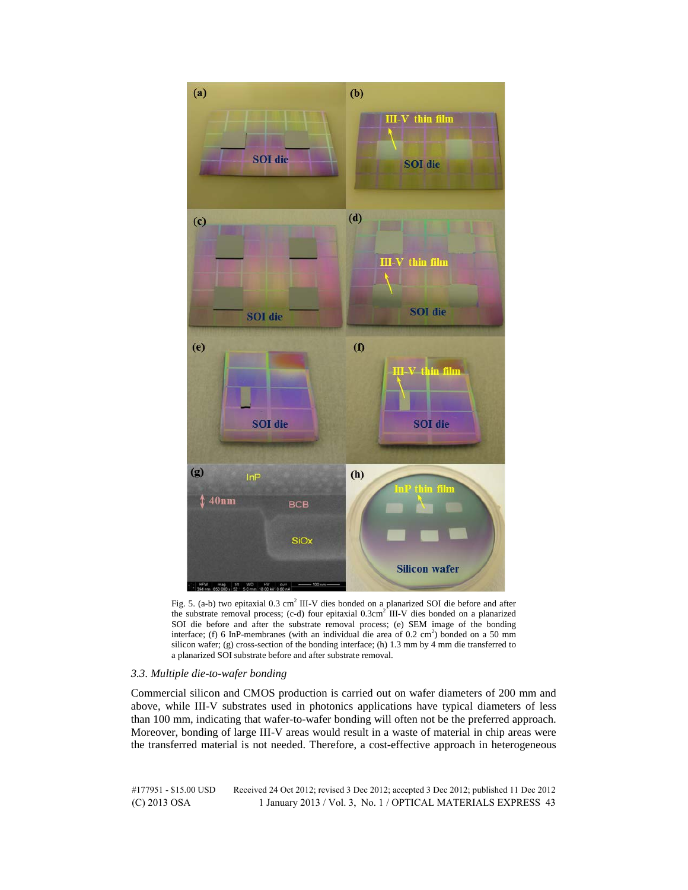Fig. 5. (a-b) two epitaxial 0.3 cm$^2$ III-V dies bonded on a planarized SOI die before and after the substrate removal process; (c-d) four epitaxial 0.3cm$^2$ III-V dies bonded on a planarized SOI die before and after the substrate removal process; (e) SEM image of the bonding interface; (f) 6 InP-membranes (with an individual die area of 0.2 cm$^2$) bonded on a 50 mm silicon wafer; (g) cross-section of the bonding interface; (h) 1.3 mm by 4 mm die transferred to a planarized SOI substrate before and after substrate removal.

### *3.3. Multiple die-to-wafer bonding*

Commercial silicon and CMOS production is carried out on wafer diameters of 200 mm and above, while III-V substrates used in photonics applications have typical diameters of less than 100 mm, indicating that wafer-to-wafer bonding will often not be the preferred approach. Moreover, bonding of large III-V areas would result in a waste of material in chip areas were the transferred material is not needed. Therefore, a cost-effective approach in heterogeneous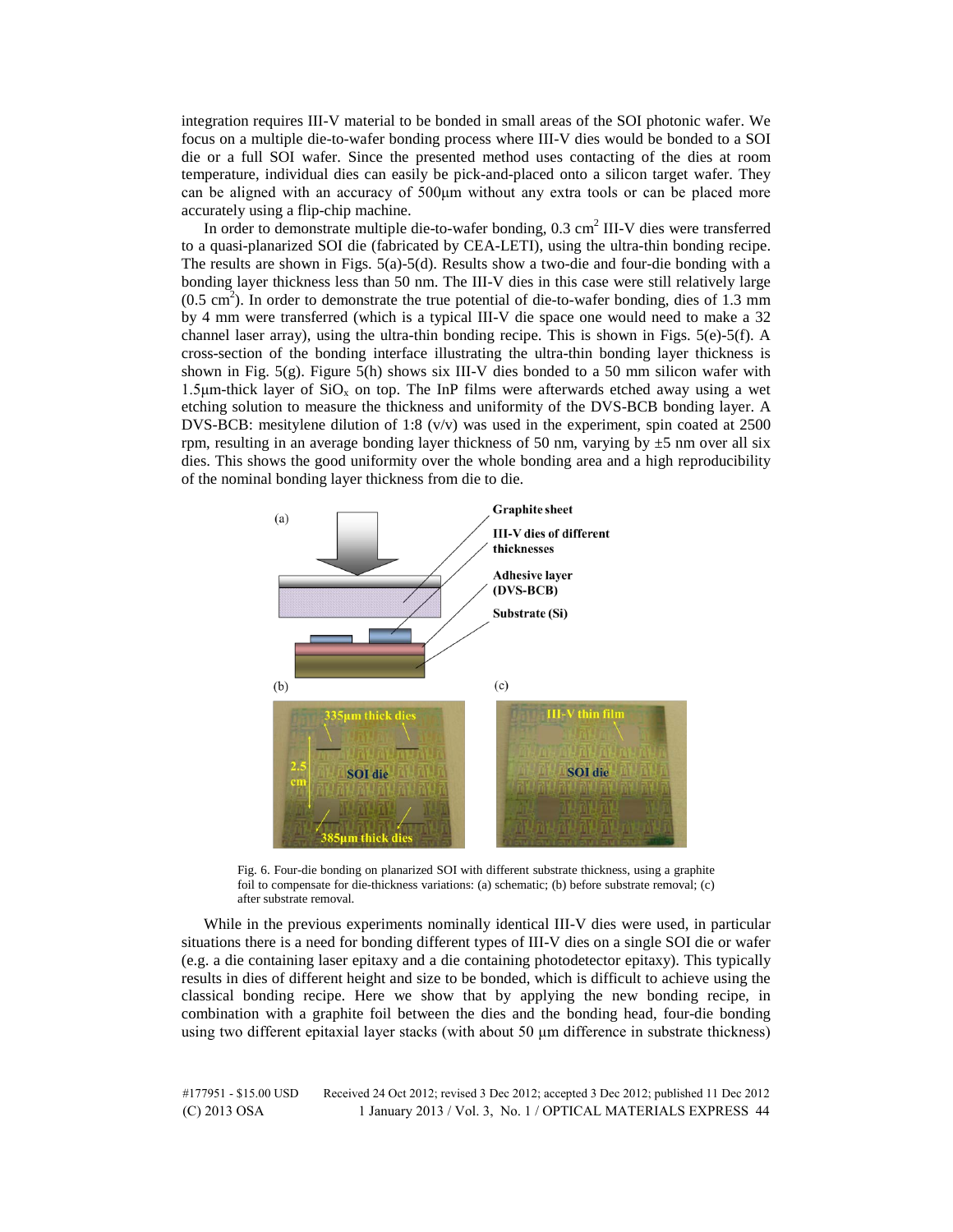integration requires III-V material to be bonded in small areas of the SOI photonic wafer. We focus on a multiple die-to-wafer bonding process where III-V dies would be bonded to a SOI die or a full SOI wafer. Since the presented method uses contacting of the dies at room temperature, individual dies can easily be pick-and-placed onto a silicon target wafer. They can be aligned with an accuracy of 500μm without any extra tools or can be placed more accurately using a flip-chip machine.

In order to demonstrate multiple die-to-wafer bonding, 0.3 $cm^2$ III-V dies were transferred to a quasi-planarized SOI die (fabricated by CEA-LETI), using the ultra-thin bonding recipe. The results are shown in Figs. 5(a)-5(d). Results show a two-die and four-die bonding with a bonding layer thickness less than 50 nm. The III-V dies in this case were still relatively large (0.5 $cm^2$). In order to demonstrate the true potential of die-to-wafer bonding, dies of 1.3 mm by 4 mm were transferred (which is a typical III-V die space one would need to make a 32 channel laser array), using the ultra-thin bonding recipe. This is shown in Figs. 5(e)-5(f). A cross-section of the bonding interface illustrating the ultra-thin bonding layer thickness is shown in Fig. 5(g). Figure 5(h) shows six III-V dies bonded to a 50 mm silicon wafer with 1.5μm-thick layer of $SiO_x$ on top. The InP films were afterwards etched away using a wet etching solution to measure the thickness and uniformity of the DVS-BCB bonding layer. A DVS-BCB: mesitylene dilution of 1:8 (v/v) was used in the experiment, spin coated at 2500 rpm, resulting in an average bonding layer thickness of 50 nm, varying by ±5 nm over all six dies. This shows the good uniformity over the whole bonding area and a high reproducibility of the nominal bonding layer thickness from die to die.

Fig. 6. Four-die bonding on planarized SOI with different substrate thickness, using a graphite foil to compensate for die-thickness variations: (a) schematic; (b) before substrate removal; (c) after substrate removal.

While in the previous experiments nominally identical III-V dies were used, in particular situations there is a need for bonding different types of III-V dies on a single SOI die or wafer (e.g. a die containing laser epitaxy and a die containing photodetector epitaxy). This typically results in dies of different height and size to be bonded, which is difficult to achieve using the classical bonding recipe. Here we show that by applying the new bonding recipe, in combination with a graphite foil between the dies and the bonding head, four-die bonding using two different epitaxial layer stacks (with about 50 μm difference in substrate thickness)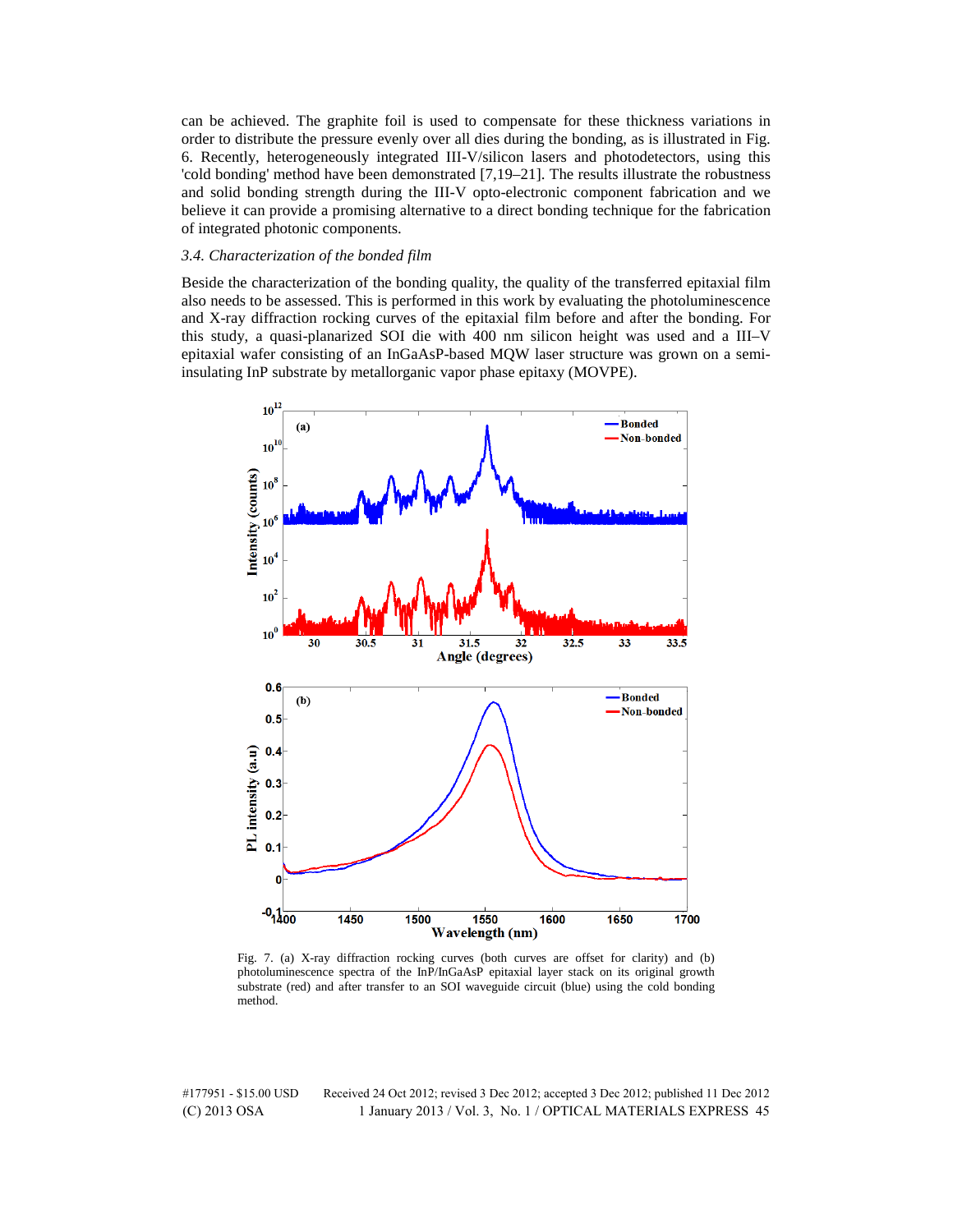can be achieved. The graphite foil is used to compensate for these thickness variations in order to distribute the pressure evenly over all dies during the bonding, as is illustrated in Fig. 6. Recently, heterogeneously integrated III-V/silicon lasers and photodetectors, using this 'cold bonding' method have been demonstrated [7,19–21]. The results illustrate the robustness and solid bonding strength during the III-V opto-electronic component fabrication and we believe it can provide a promising alternative to a direct bonding technique for the fabrication of integrated photonic components.

### *3.4. Characterization of the bonded film*

Beside the characterization of the bonding quality, the quality of the transferred epitaxial film also needs to be assessed. This is performed in this work by evaluating the photoluminescence and X-ray diffraction rocking curves of the epitaxial film before and after the bonding. For this study, a quasi-planarized SOI die with 400 nm silicon height was used and a III–V epitaxial wafer consisting of an InGaAsP-based MQW laser structure was grown on a semi-insulating InP substrate by metallorganic vapor phase epitaxy (MOVPE).

Fig. 7. (a) X-ray diffraction rocking curves (both curves are offset for clarity) and (b) photoluminescence spectra of the InP/InGaAsP epitaxial layer stack on its original growth substrate (red) and after transfer to an SOI waveguide circuit (blue) using the cold bonding method.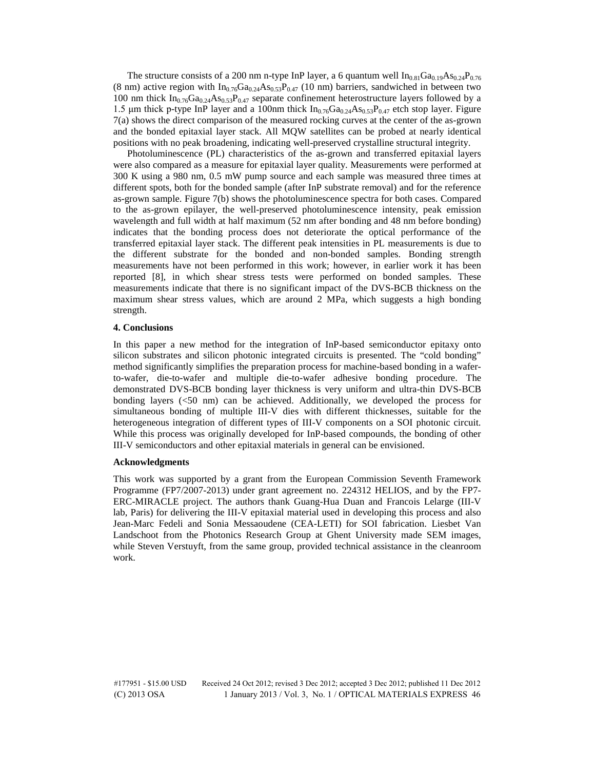The structure consists of a 200 nm n-type InP layer, a 6 quantum well $In_{0.81}Ga_{0.19}As_{0.24}P_{0.76}$ (8 nm) active region with $In_{0.76}Ga_{0.24}As_{0.53}P_{0.47}$ (10 nm) barriers, sandwiched in between two 100 nm thick $In_{0.76}Ga_{0.24}As_{0.53}P_{0.47}$ separate confinement heterostructure layers followed by a 1.5 μm thick p-type InP layer and a 100nm thick $In_{0.76}Ga_{0.24}As_{0.53}P_{0.47}$ etch stop layer. Figure 7(a) shows the direct comparison of the measured rocking curves at the center of the as-grown and the bonded epitaxial layer stack. All MQW satellites can be probed at nearly identical positions with no peak broadening, indicating well-preserved crystalline structural integrity.

Photoluminescence (PL) characteristics of the as-grown and transferred epitaxial layers were also compared as a measure for epitaxial layer quality. Measurements were performed at 300 K using a 980 nm, 0.5 mW pump source and each sample was measured three times at different spots, both for the bonded sample (after InP substrate removal) and for the reference as-grown sample. Figure 7(b) shows the photoluminescence spectra for both cases. Compared to the as-grown epilayer, the well-preserved photoluminescence intensity, peak emission wavelength and full width at half maximum (52 nm after bonding and 48 nm before bonding) indicates that the bonding process does not deteriorate the optical performance of the transferred epitaxial layer stack. The different peak intensities in PL measurements is due to the different substrate for the bonded and non-bonded samples. Bonding strength measurements have not been performed in this work; however, in earlier work it has been reported [8], in which shear stress tests were performed on bonded samples. These measurements indicate that there is no significant impact of the DVS-BCB thickness on the maximum shear stress values, which are around 2 MPa, which suggests a high bonding strength.

## 4. Conclusions

In this paper a new method for the integration of InP-based semiconductor epitaxy onto silicon substrates and silicon photonic integrated circuits is presented. The "cold bonding" method significantly simplifies the preparation process for machine-based bonding in a wafer-to-wafer, die-to-wafer and multiple die-to-wafer adhesive bonding procedure. The demonstrated DVS-BCB bonding layer thickness is very uniform and ultra-thin DVS-BCB bonding layers (<50 nm) can be achieved. Additionally, we developed the process for simultaneous bonding of multiple III-V dies with different thicknesses, suitable for the heterogeneous integration of different types of III-V components on a SOI photonic circuit. While this process was originally developed for InP-based compounds, the bonding of other III-V semiconductors and other epitaxial materials in general can be envisioned.

## Acknowledgments

This work was supported by a grant from the European Commission Seventh Framework Programme (FP7/2007-2013) under grant agreement no. 224312 HELIOS, and by the FP7-ERC-MIRACLE project. The authors thank Guang-Hua Duan and Francois Lelarge (III-V lab, Paris) for delivering the III-V epitaxial material used in developing this process and also Jean-Marc Fedeli and Sonia Messaoudene (CEA-LETI) for SOI fabrication. Liesbet Van Landschoot from the Photonics Research Group at Ghent University made SEM images, while Steven Verstuyft, from the same group, provided technical assistance in the cleanroom work.